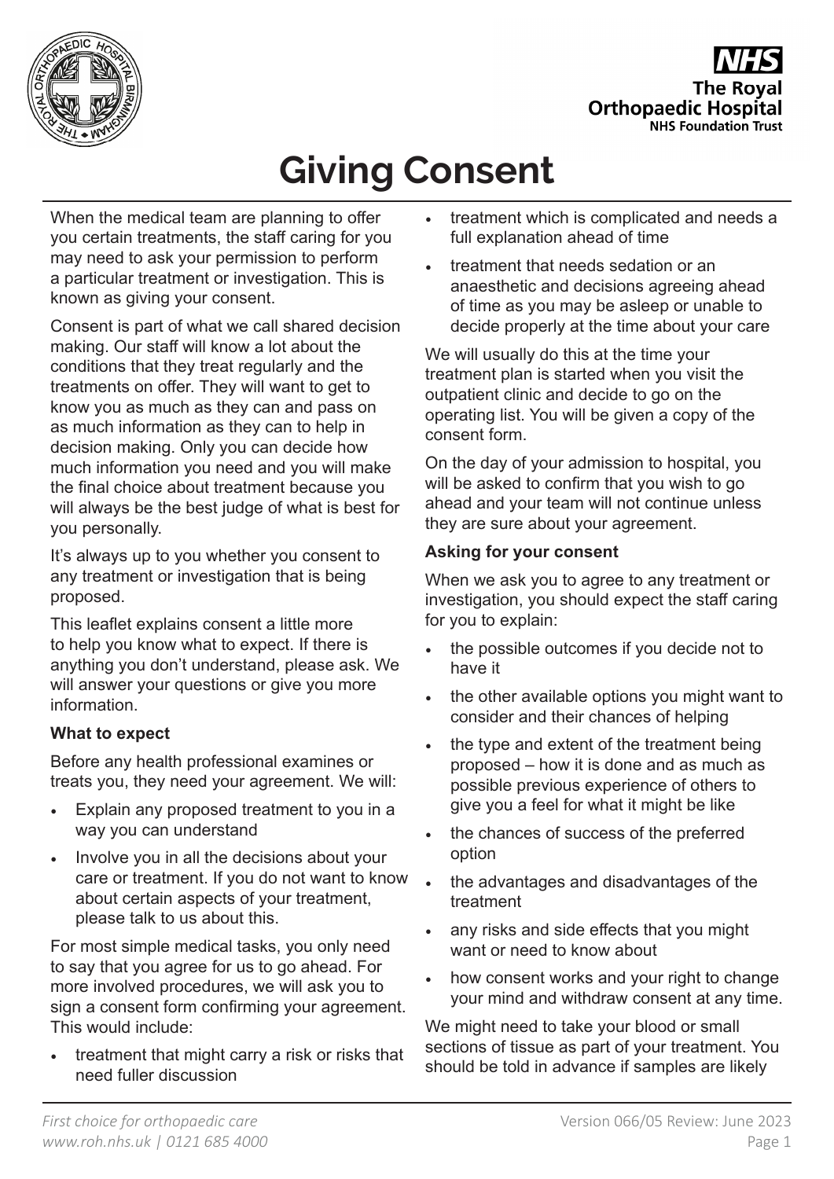# Giving Consent

When the medical team are planning to offer you certain treatments, the staff caring for you may need to ask your permission to perform a particular treatment or investigation. This is known as giving your consent.

Consent is part of what we call shared decision making. Our staff will know a lot about the conditions that they treat regularly and the treatments on offer. They will want to get to know you as much as they can and pass on as much information as they can to help in decision making. Only you can decide how much information you need and you will make the final choice about treatment because you will always be the best judge of what is best for you personally.

It's always up to you whether you consent to any treatment or investigation that is being proposed.

This leaflet explains consent a little more to help you know what to expect. If there is anything you don't understand, please ask. We will answer your questions or give you more information.

**What to expect**

Before any health professional examines or treats you, they need your agreement. We will:

- Explain any proposed treatment to you in a way you can understand
- Involve you in all the decisions about your care or treatment. If you do not want to know about certain aspects of your treatment, please talk to us about this.

For most simple medical tasks, you only need to say that you agree for us to go ahead. For more involved procedures, we will ask you to sign a consent form confirming your agreement. This would include:

- treatment that might carry a risk or risks that need fuller discussion
- treatment which is complicated and needs a full explanation ahead of time
- treatment that needs sedation or an anaesthetic and decisions agreeing ahead of time as you may be asleep or unable to decide properly at the time about your care

We will usually do this at the time your treatment plan is started when you visit the outpatient clinic and decide to go on the operating list. You will be given a copy of the consent form.

On the day of your admission to hospital, you will be asked to confirm that you wish to go ahead and your team will not continue unless they are sure about your agreement.

**Asking for your consent**

When we ask you to agree to any treatment or investigation, you should expect the staff caring for you to explain:

- the possible outcomes if you decide not to have it
- the other available options you might want to consider and their chances of helping
- the type and extent of the treatment being proposed – how it is done and as much as possible previous experience of others to give you a feel for what it might be like
- the chances of success of the preferred option
- the advantages and disadvantages of the treatment
- any risks and side effects that you might want or need to know about
- how consent works and your right to change your mind and withdraw consent at any time.

We might need to take your blood or small sections of tissue as part of your treatment. You should be told in advance if samples are likely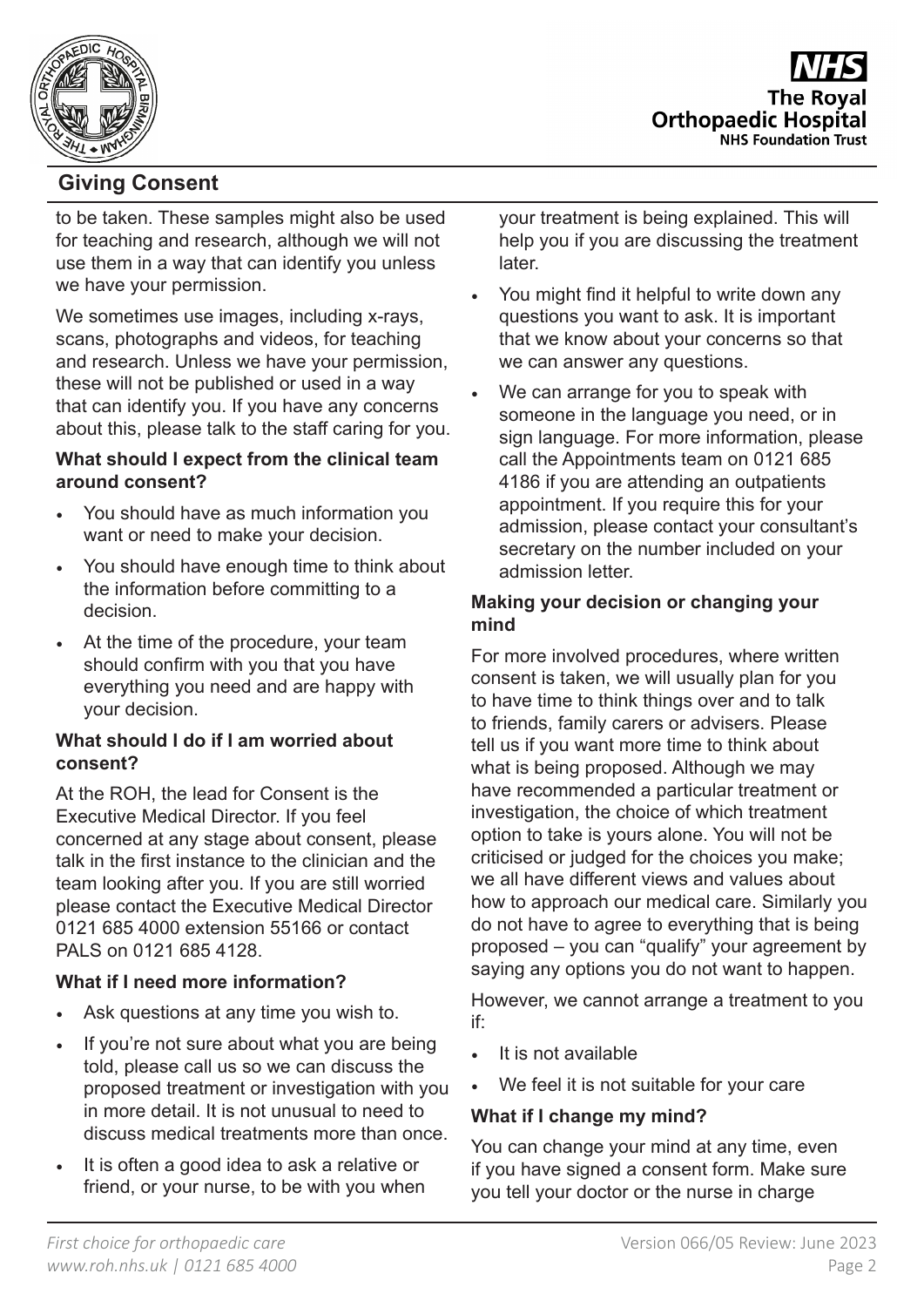to be taken. These samples might also be used for teaching and research, although we will not use them in a way that can identify you unless we have your permission.

We sometimes use images, including x-rays, scans, photographs and videos, for teaching and research. Unless we have your permission, these will not be published or used in a way that can identify you. If you have any concerns about this, please talk to the staff caring for you.

**What should I expect from the clinical team around consent?**

- You should have as much information you want or need to make your decision.
- You should have enough time to think about the information before committing to a decision.
- At the time of the procedure, your team should confirm with you that you have everything you need and are happy with your decision.

**What should I do if I am worried about consent?**

At the ROH, the lead for Consent is the Executive Medical Director. If you feel concerned at any stage about consent, please talk in the first instance to the clinician and the team looking after you. If you are still worried please contact the Executive Medical Director 0121 685 4000 extension 55166 or contact PALS on 0121 685 4128.

**What if I need more information?**

- Ask questions at any time you wish to.
- If you're not sure about what you are being told, please call us so we can discuss the proposed treatment or investigation with you in more detail. It is not unusual to need to discuss medical treatments more than once.
- It is often a good idea to ask a relative or friend, or your nurse, to be with you when your treatment is being explained. This will help you if you are discussing the treatment later.
- You might find it helpful to write down any questions you want to ask. It is important that we know about your concerns so that we can answer any questions.
- We can arrange for you to speak with someone in the language you need, or in sign language. For more information, please call the Appointments team on 0121 685 4186 if you are attending an outpatients appointment. If you require this for your admission, please contact your consultant's secretary on the number included on your admission letter.

**Making your decision or changing your mind**

For more involved procedures, where written consent is taken, we will usually plan for you to have time to think things over and to talk to friends, family carers or advisers. Please tell us if you want more time to think about what is being proposed. Although we may have recommended a particular treatment or investigation, the choice of which treatment option to take is yours alone. You will not be criticised or judged for the choices you make; we all have different views and values about how to approach our medical care. Similarly you do not have to agree to everything that is being proposed – you can "qualify" your agreement by saying any options you do not want to happen.

However, we cannot arrange a treatment to you if:

- It is not available
- We feel it is not suitable for your care

**What if I change my mind?**

You can change your mind at any time, even if you have signed a consent form. Make sure you tell your doctor or the nurse in charge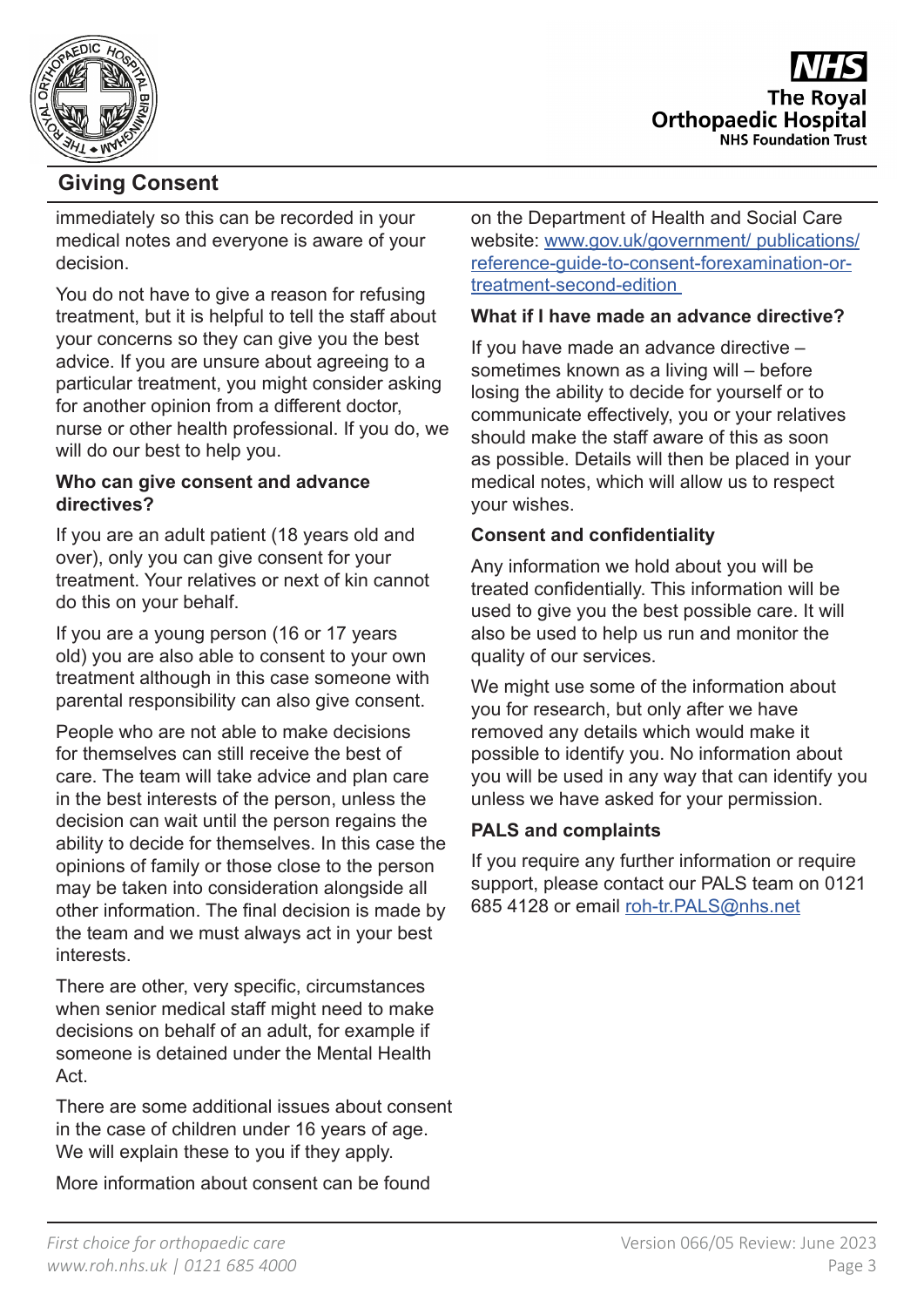immediately so this can be recorded in your medical notes and everyone is aware of your decision.

You do not have to give a reason for refusing treatment, but it is helpful to tell the staff about your concerns so they can give you the best advice. If you are unsure about agreeing to a particular treatment, you might consider asking for another opinion from a different doctor, nurse or other health professional. If you do, we will do our best to help you.

**Who can give consent and advance directives?**

If you are an adult patient (18 years old and over), only you can give consent for your treatment. Your relatives or next of kin cannot do this on your behalf.

If you are a young person (16 or 17 years old) you are also able to consent to your own treatment although in this case someone with parental responsibility can also give consent.

People who are not able to make decisions for themselves can still receive the best of care. The team will take advice and plan care in the best interests of the person, unless the decision can wait until the person regains the ability to decide for themselves. In this case the opinions of family or those close to the person may be taken into consideration alongside all other information. The final decision is made by the team and we must always act in your best interests.

There are other, very specific, circumstances when senior medical staff might need to make decisions on behalf of an adult, for example if someone is detained under the Mental Health Act.

There are some additional issues about consent in the case of children under 16 years of age. We will explain these to you if they apply.

More information about consent can be found on the Department of Health and Social Care website: www.gov.uk/government/ publications/reference-guide-to-consent-forexamination-or-treatment-second-edition

**What if I have made an advance directive?**

If you have made an advance directive – sometimes known as a living will – before losing the ability to decide for yourself or to communicate effectively, you or your relatives should make the staff aware of this as soon as possible. Details will then be placed in your medical notes, which will allow us to respect your wishes.

**Consent and confidentiality**

Any information we hold about you will be treated confidentially. This information will be used to give you the best possible care. It will also be used to help us run and monitor the quality of our services.

We might use some of the information about you for research, but only after we have removed any details which would make it possible to identify you. No information about you will be used in any way that can identify you unless we have asked for your permission.

**PALS and complaints**

If you require any further information or require support, please contact our PALS team on 0121 685 4128 or email roh-tr.PALS@nhs.net